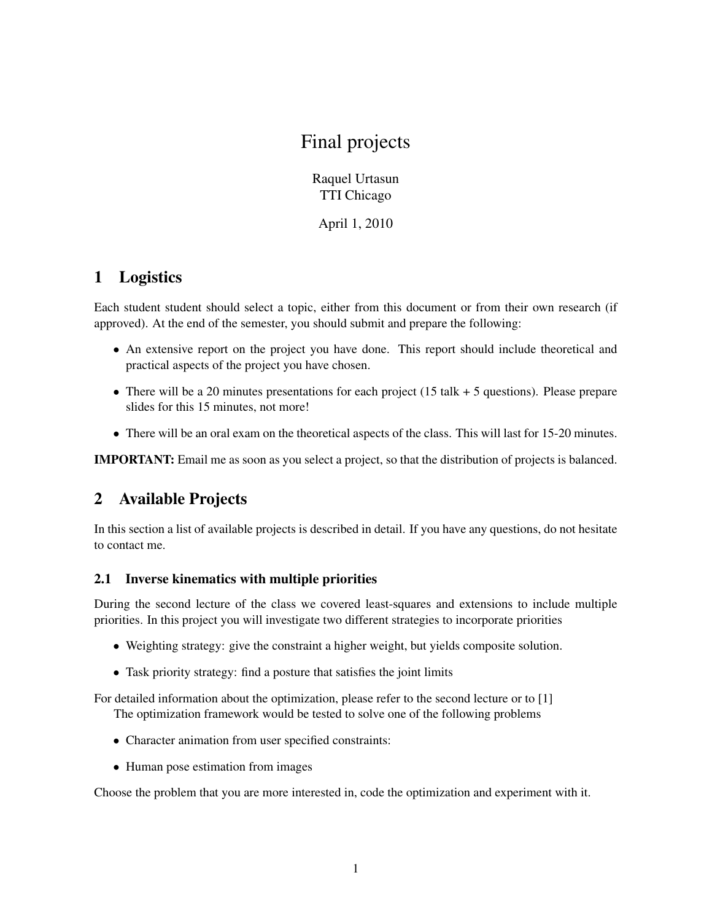# Final projects

Raquel Urtasun
TTI Chicago

April 1, 2010

## 1 Logistics

Each student student should select a topic, either from this document or from their own research (if approved). At the end of the semester, you should submit and prepare the following:

- An extensive report on the project you have done. This report should include theoretical and practical aspects of the project you have chosen.
- There will be a 20 minutes presentations for each project (15 talk + 5 questions). Please prepare slides for this 15 minutes, not more!
- There will be an oral exam on the theoretical aspects of the class. This will last for 15-20 minutes.

**IMPORTANT:** Email me as soon as you select a project, so that the distribution of projects is balanced.

## 2 Available Projects

In this section a list of available projects is described in detail. If you have any questions, do not hesitate to contact me.

### 2.1 Inverse kinematics with multiple priorities

During the second lecture of the class we covered least-squares and extensions to include multiple priorities. In this project you will investigate two different strategies to incorporate priorities

- Weighting strategy: give the constraint a higher weight, but yields composite solution.
- Task priority strategy: find a posture that satisfies the joint limits

For detailed information about the optimization, please refer to the second lecture or to [1]

The optimization framework would be tested to solve one of the following problems

- Character animation from user specified constraints:
- Human pose estimation from images

Choose the problem that you are more interested in, code the optimization and experiment with it.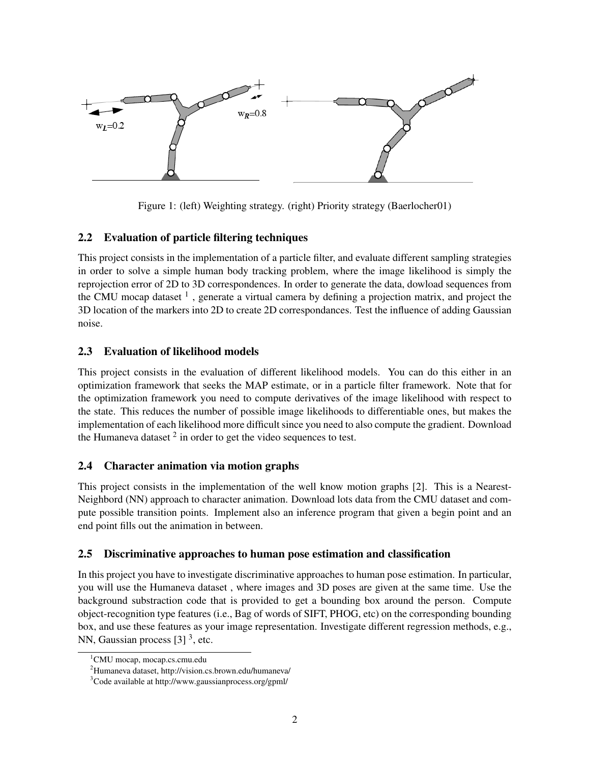Figure 1: (left) Weighting strategy. (right) Priority strategy (Baerlocher01)

### 2.2 Evaluation of particle filtering techniques

This project consists in the implementation of a particle filter, and evaluate different sampling strategies in order to solve a simple human body tracking problem, where the image likelihood is simply the reprojection error of 2D to 3D correspondences. In order to generate the data, dowload sequences from the CMU mocap dataset [1] , generate a virtual camera by defining a projection matrix, and project the 3D location of the markers into 2D to create 2D correspondances. Test the influence of adding Gaussian noise.

### 2.3 Evaluation of likelihood models

This project consists in the evaluation of different likelihood models. You can do this either in an optimization framework that seeks the MAP estimate, or in a particle filter framework. Note that for the optimization framework you need to compute derivatives of the image likelihood with respect to the state. This reduces the number of possible image likelihoods to differentiable ones, but makes the implementation of each likelihood more difficult since you need to also compute the gradient. Download the Humaneva dataset [2] in order to get the video sequences to test.

### 2.4 Character animation via motion graphs

This project consists in the implementation of the well know motion graphs [2]. This is a Nearest-Neighbord (NN) approach to character animation. Download lots data from the CMU dataset and compute possible transition points. Implement also an inference program that given a begin point and an end point fills out the animation in between.

### 2.5 Discriminative approaches to human pose estimation and classification

In this project you have to investigate discriminative approaches to human pose estimation. In particular, you will use the Humaneva dataset , where images and 3D poses are given at the same time. Use the background substraction code that is provided to get a bounding box around the person. Compute object-recognition type features (i.e., Bag of words of SIFT, PHOG, etc) on the corresponding bounding box, and use these features as your image representation. Investigate different regression methods, e.g., NN, Gaussian process [3] [3], etc.

[1] CMU mocap, mocap.cs.cmu.edu

[2] Humaneva dataset, http://vision.cs.brown.edu/humaneva/

[3] Code available at http://www.gaussianprocess.org/gpml/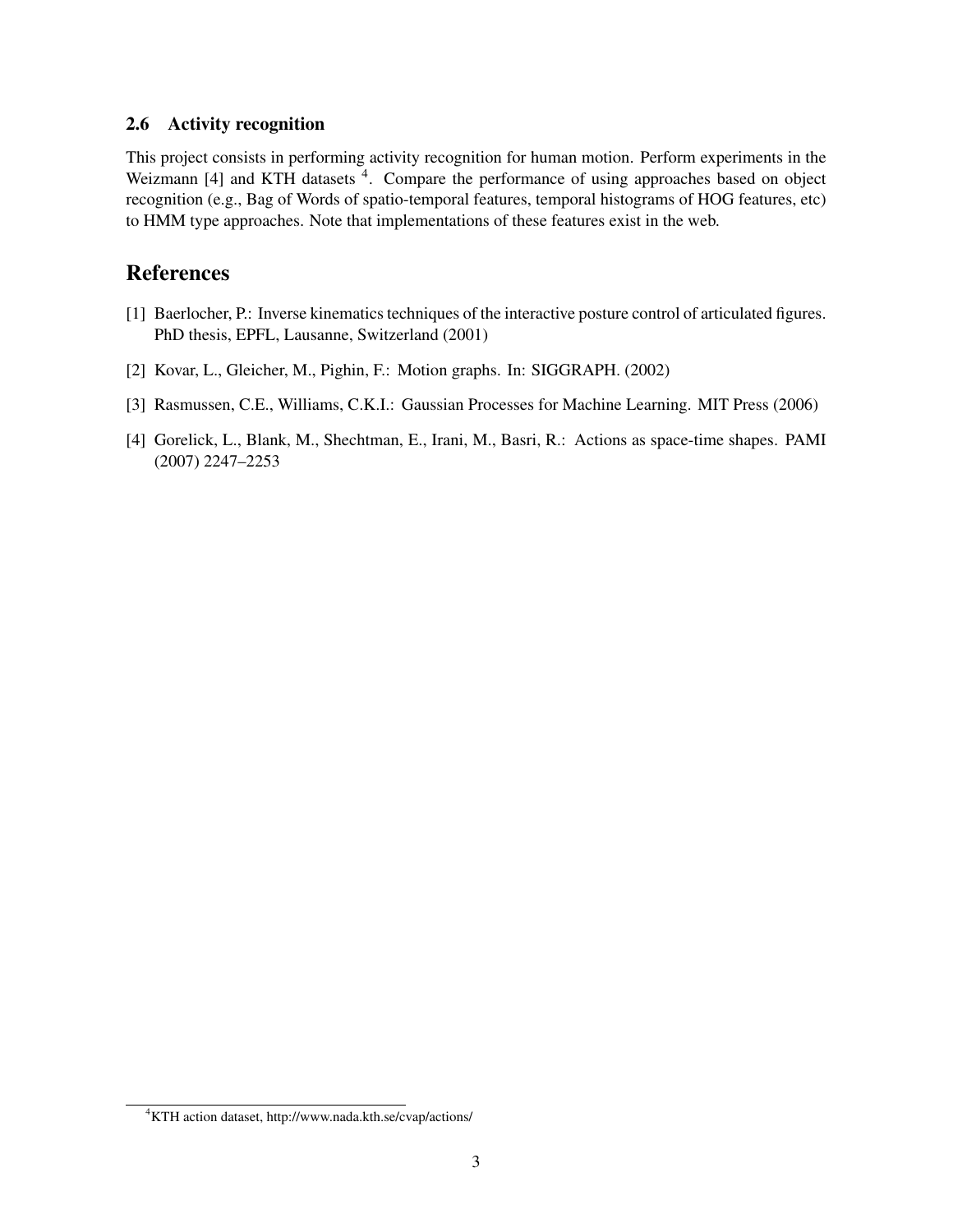### 2.6 Activity recognition

This project consists in performing activity recognition for human motion. Perform experiments in the Weizmann [4] and KTH datasets [4]. Compare the performance of using approaches based on object recognition (e.g., Bag of Words of spatio-temporal features, temporal histograms of HOG features, etc) to HMM type approaches. Note that implementations of these features exist in the web.

## References

[1] Baerlocher, P.: Inverse kinematics techniques of the interactive posture control of articulated figures. PhD thesis, EPFL, Lausanne, Switzerland (2001)

[2] Kovar, L., Gleicher, M., Pighin, F.: Motion graphs. In: SIGGRAPH. (2002)

[3] Rasmussen, C.E., Williams, C.K.I.: Gaussian Processes for Machine Learning. MIT Press (2006)

[4] Gorelick, L., Blank, M., Shechtman, E., Irani, M., Basri, R.: Actions as space-time shapes. PAMI (2007) 2247–2253

[4] KTH action dataset, http://www.nada.kth.se/cvap/actions/